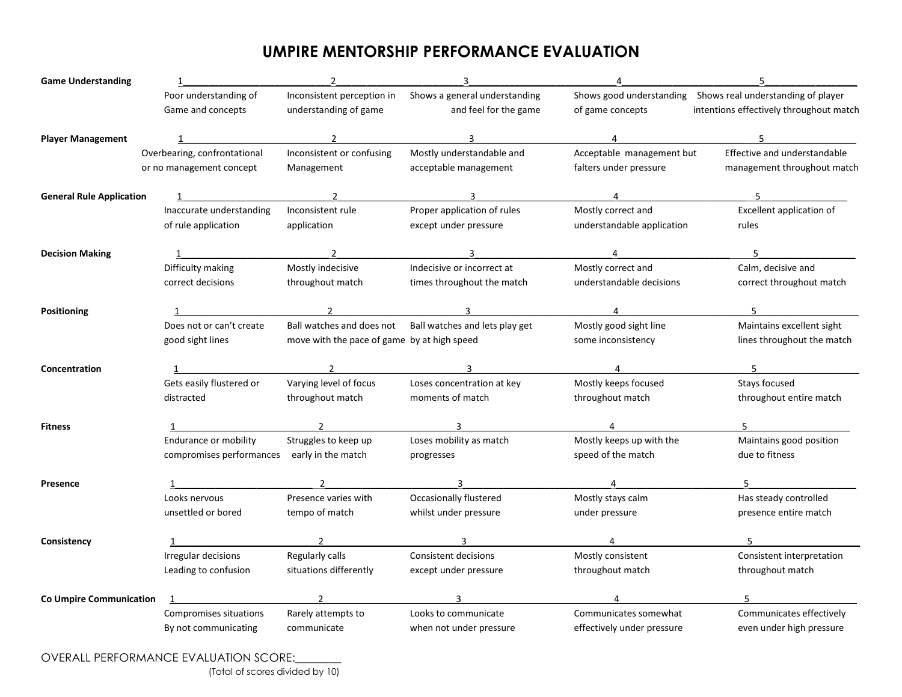# UMPIRE MENTORSHIP PERFORMANCE EVALUATION

| | 1 | 2 | 3 | 4 | 5 |
|---|---|---|---|---|---|
| **Game Understanding** | Poor understanding of Game and concepts | Inconsistent perception in understanding of game | Shows a general understanding and feel for the game | Shows good understanding of game concepts | Shows real understanding of player intentions effectively throughout match |
| **Player Management** | Overbearing, confrontational or no management concept | Inconsistent or confusing Management | Mostly understandable and acceptable management | Acceptable management but falters under pressure | Effective and understandable management throughout match |
| **General Rule Application** | Inaccurate understanding of rule application | Inconsistent rule application | Proper application of rules except under pressure | Mostly correct and understandable application | Excellent application of rules |
| **Decision Making** | Difficulty making correct decisions | Mostly indecisive throughout match | Indecisive or incorrect at times throughout the match | Mostly correct and understandable decisions | Calm, decisive and correct throughout match |
| **Positioning** | Does not or can't create good sight lines | Ball watches and does not move with the pace of game | Ball watches and lets play get by at high speed | Mostly good sight line some inconsistency | Maintains excellent sight lines throughout the match |
| **Concentration** | Gets easily flustered or distracted | Varying level of focus throughout match | Loses concentration at key moments of match | Mostly keeps focused throughout match | Stays focused throughout entire match |
| **Fitness** | Endurance or mobility compromises performances | Struggles to keep up early in the match | Loses mobility as match progresses | Mostly keeps up with the speed of the match | Maintains good position due to fitness |
| **Presence** | Looks nervous unsettled or bored | Presence varies with tempo of match | Occasionally flustered whilst under pressure | Mostly stays calm under pressure | Has steady controlled presence entire match |
| **Consistency** | Irregular decisions Leading to confusion | Regularly calls situations differently | Consistent decisions except under pressure | Mostly consistent throughout match | Consistent interpretation throughout match |
| **Co Umpire Communication** | Compromises situations By not communicating | Rarely attempts to communicate | Looks to communicate when not under pressure | Communicates somewhat effectively under pressure | Communicates effectively even under high pressure |

OVERALL PERFORMANCE EVALUATION SCORE:________
(Total of scores divided by 10)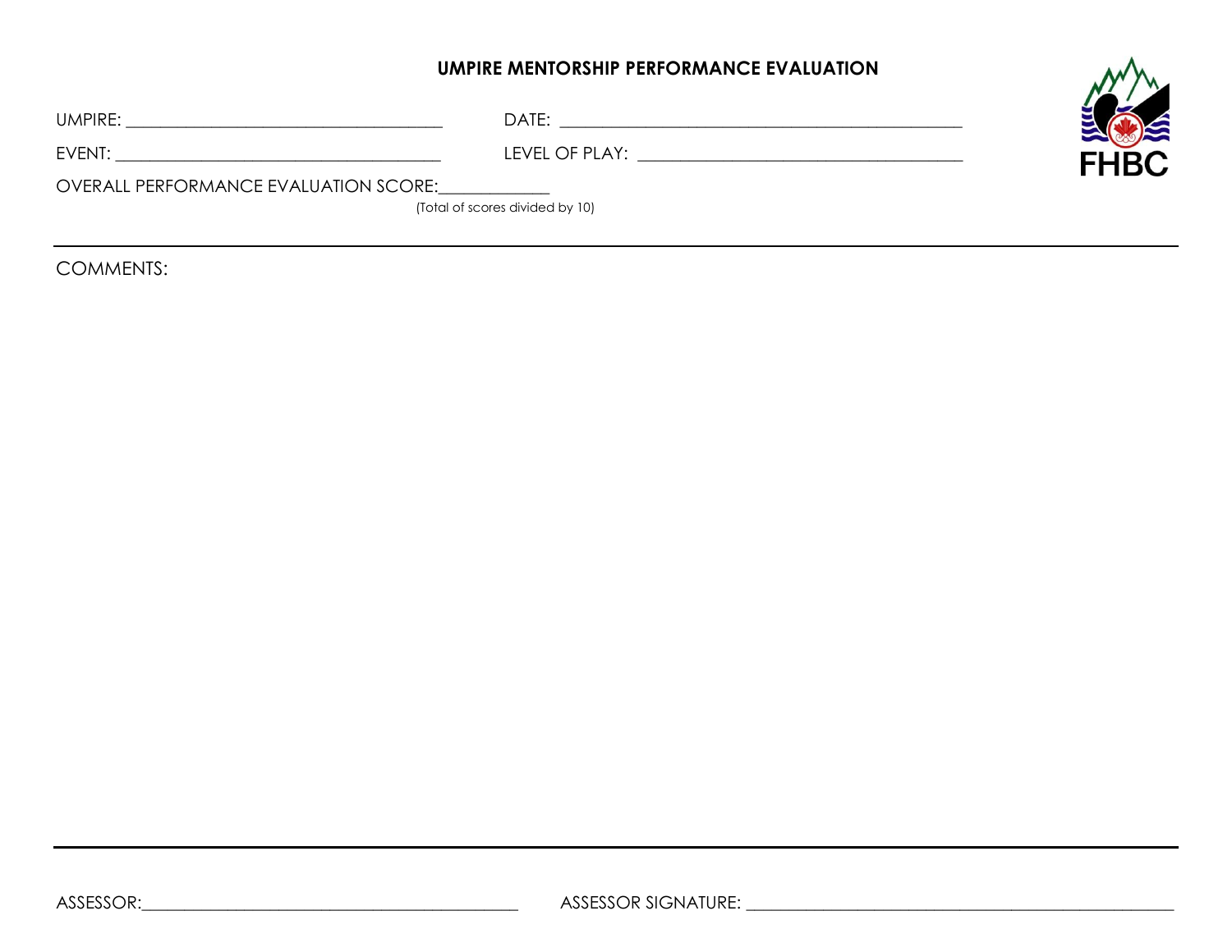# UMPIRE MENTORSHIP PERFORMANCE EVALUATION

FHBC

UMPIRE: ____________________________________ DATE: ____________________________________

EVENT: ____________________________________ LEVEL OF PLAY: ____________________________________

OVERALL PERFORMANCE EVALUATION SCORE:____________

(Total of scores divided by 10)

---

COMMENTS:

---

ASSESSOR:____________________________________ ASSESSOR SIGNATURE: ____________________________________